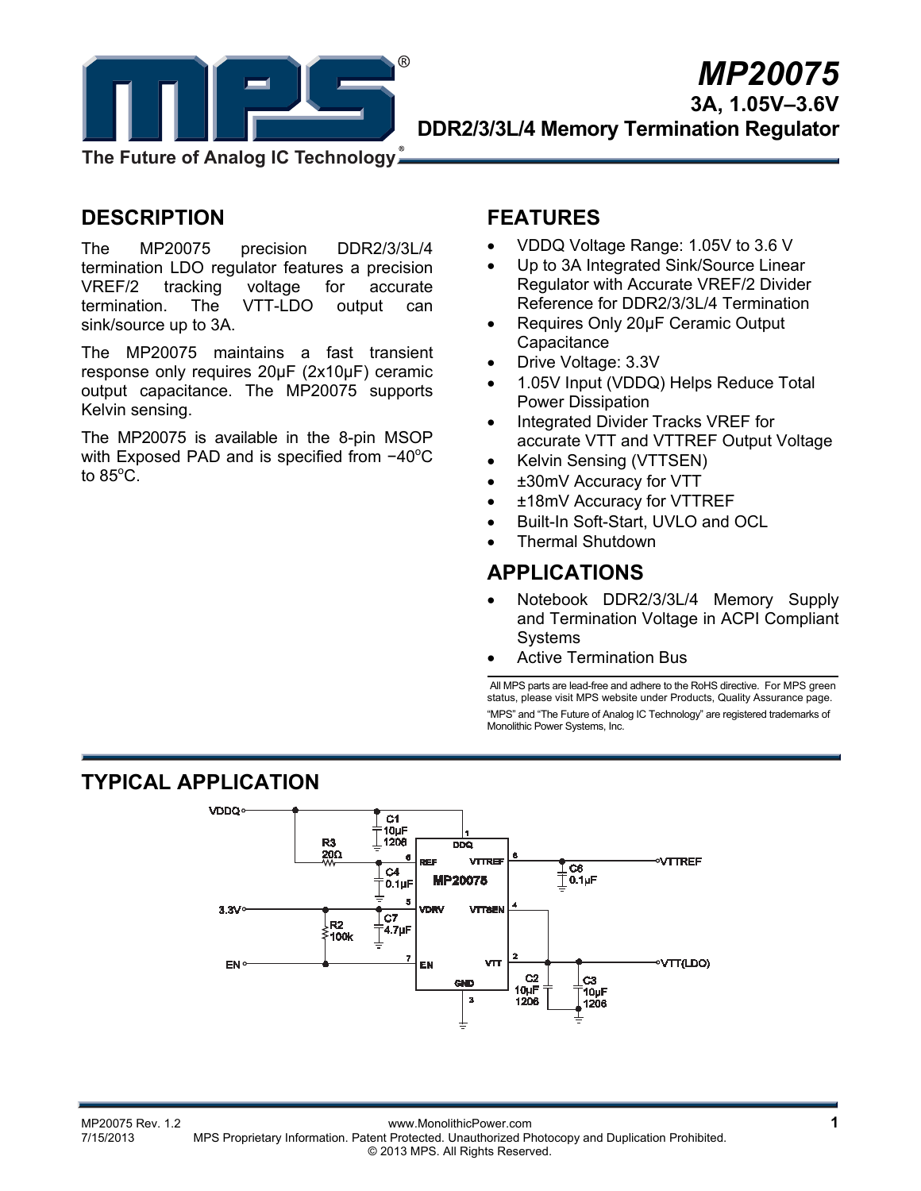# MP20075

## 3A, 1.05V–3.6V DDR2/3/3L/4 Memory Termination Regulator

The Future of Analog IC Technology

## DESCRIPTION

The MP20075 precision DDR2/3/3L/4 termination LDO regulator features a precision VREF/2 tracking voltage for accurate termination. The VTT-LDO output can sink/source up to 3A.

The MP20075 maintains a fast transient response only requires 20µF (2x10µF) ceramic output capacitance. The MP20075 supports Kelvin sensing.

The MP20075 is available in the 8-pin MSOP with Exposed PAD and is specified from −40°C to 85°C.

## FEATURES

- VDDQ Voltage Range: 1.05V to 3.6 V
- Up to 3A Integrated Sink/Source Linear Regulator with Accurate VREF/2 Divider Reference for DDR2/3/3L/4 Termination
- Requires Only 20µF Ceramic Output Capacitance
- Drive Voltage: 3.3V
- 1.05V Input (VDDQ) Helps Reduce Total Power Dissipation
- Integrated Divider Tracks VREF for accurate VTT and VTTREF Output Voltage
- Kelvin Sensing (VTTSEN)
- ±30mV Accuracy for VTT
- ±18mV Accuracy for VTTREF
- Built-In Soft-Start, UVLO and OCL
- Thermal Shutdown

## APPLICATIONS

- Notebook DDR2/3/3L/4 Memory Supply and Termination Voltage in ACPI Compliant Systems
- Active Termination Bus

All MPS parts are lead-free and adhere to the RoHS directive. For MPS green status, please visit MPS website under Products, Quality Assurance page. "MPS" and "The Future of Analog IC Technology" are registered trademarks of Monolithic Power Systems, Inc.

## TYPICAL APPLICATION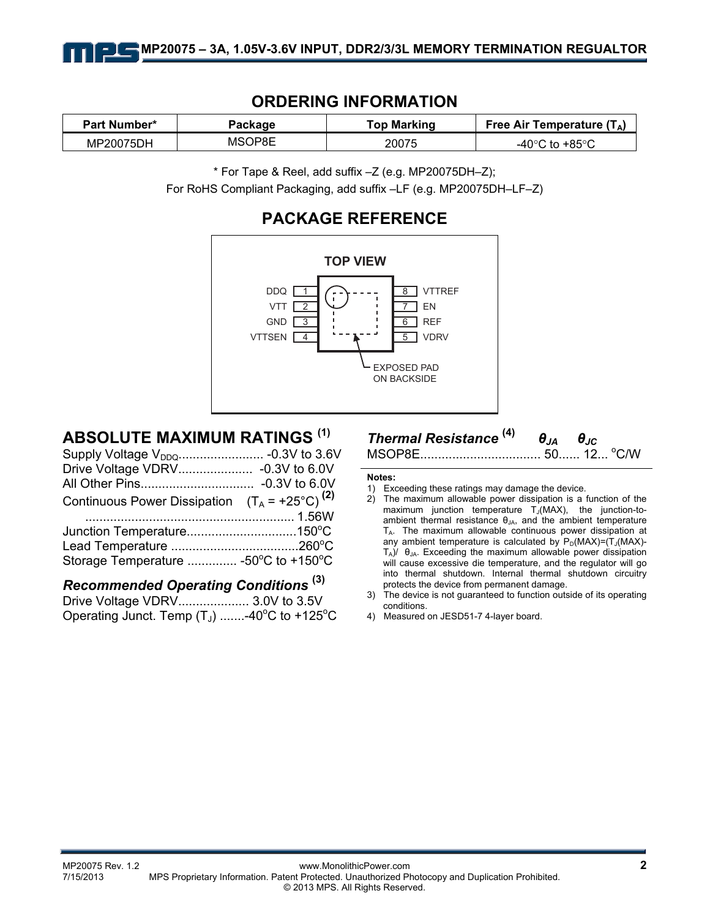## ORDERING INFORMATION

| Part Number* | Package | Top Marking | Free Air Temperature ($T_A$) |
|---|---|---|---|
| MP20075DH | MSOP8E | 20075 | -40°C to +85°C |

\* For Tape & Reel, add suffix –Z (e.g. MP20075DH–Z);
For RoHS Compliant Packaging, add suffix –LF (e.g. MP20075DH–LF–Z)

## PACKAGE REFERENCE

TOP VIEW

| Pin | Name | | Pin | Name |
|---|---|---|---|---|
| 1 | DDQ | | 8 | VTTREF |
| 2 | VTT | | 7 | EN |
| 3 | GND | | 6 | REF |
| 4 | VTTSEN | | 5 | VDRV |

EXPOSED PAD ON BACKSIDE

## ABSOLUTE MAXIMUM RATINGS [1]

Supply Voltage $V_{DDQ}$........................ -0.3V to 3.6V
Drive Voltage VDRV..................... -0.3V to 6.0V
All Other Pins................................ -0.3V to 6.0V
Continuous Power Dissipation ($T_A$ = +25°C) [2]
........................................................... 1.56W
Junction Temperature...............................150°C
Lead Temperature ....................................260°C
Storage Temperature .............. -50°C to +150°C

### Recommended Operating Conditions [3]

Drive Voltage VDRV.................... 3.0V to 3.5V
Operating Junct. Temp ($T_J$) .......-40°C to +125°C

### Thermal Resistance [4]

| | $\theta_{JA}$ | $\theta_{JC}$ | |
|---|---|---|---|
| MSOP8E | 50 | 12 | °C/W |

**Notes:**

1) Exceeding these ratings may damage the device.
2) The maximum allowable power dissipation is a function of the maximum junction temperature $T_J$(MAX), the junction-to-ambient thermal resistance $\theta_{JA}$, and the ambient temperature $T_A$. The maximum allowable continuous power dissipation at any ambient temperature is calculated by $P_D(MAX)=(T_J(MAX)-T_A)/\theta_{JA}$. Exceeding the maximum allowable power dissipation will cause excessive die temperature, and the regulator will go into thermal shutdown. Internal thermal shutdown circuitry protects the device from permanent damage.
3) The device is not guaranteed to function outside of its operating conditions.
4) Measured on JESD51-7 4-layer board.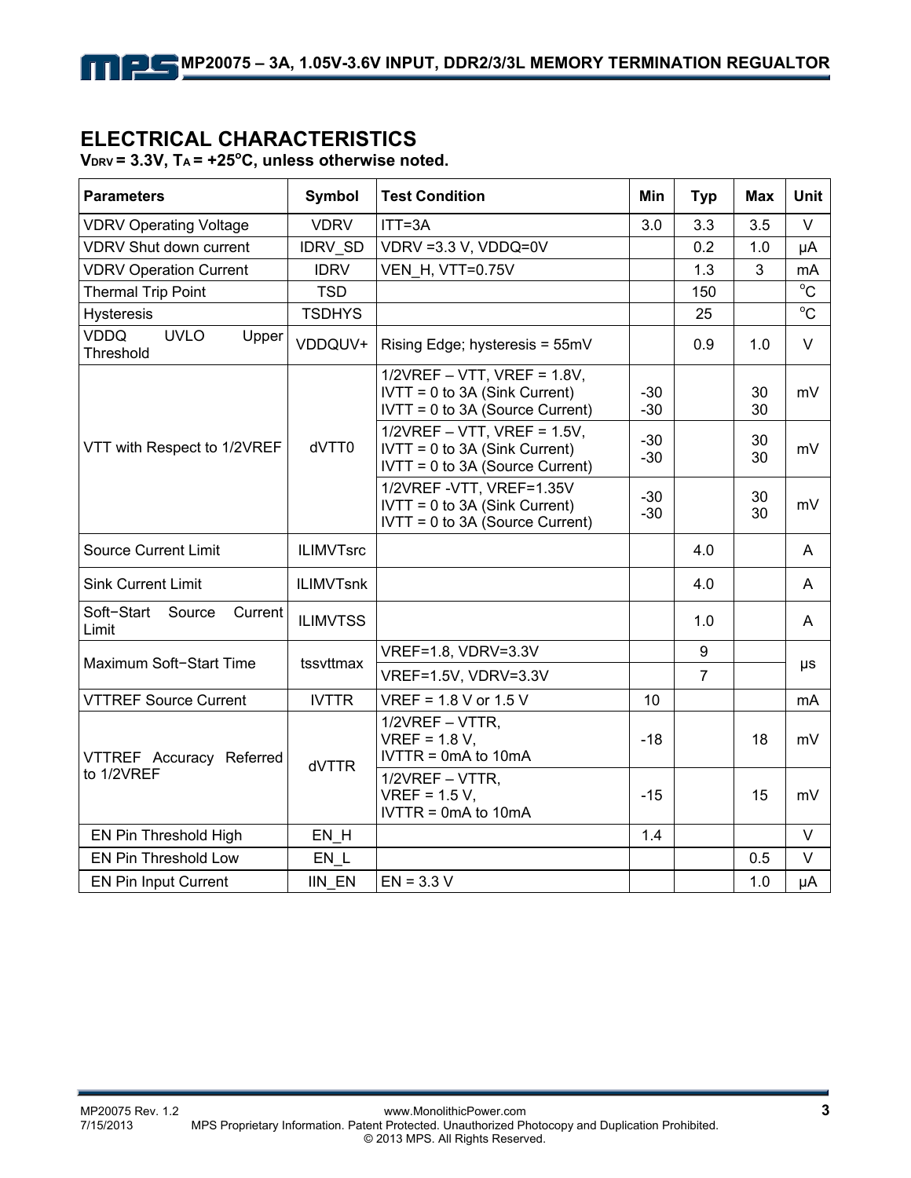## ELECTRICAL CHARACTERISTICS

**$V_{DRV}$ = 3.3V, $T_A$ = +25°C, unless otherwise noted.**

| Parameters | Symbol | Test Condition | Min | Typ | Max | Unit |
|---|---|---|---|---|---|---|
| VDRV Operating Voltage | VDRV | ITT=3A | 3.0 | 3.3 | 3.5 | V |
| VDRV Shut down current | IDRV_SD | VDRV =3.3 V, VDDQ=0V | | 0.2 | 1.0 | μA |
| VDRV Operation Current | IDRV | VEN_H, VTT=0.75V | | 1.3 | 3 | mA |
| Thermal Trip Point | TSD | | | 150 | | °C |
| Hysteresis | TSDHYS | | | 25 | | °C |
| VDDQ UVLO Upper Threshold | VDDQUV+ | Rising Edge; hysteresis = 55mV | | 0.9 | 1.0 | V |
| VTT with Respect to 1/2VREF | dVTT0 | 1/2VREF – VTT, VREF = 1.8V, IVTT = 0 to 3A (Sink Current) IVTT = 0 to 3A (Source Current) | -30 -30 | | 30 30 | mV |
| | | 1/2VREF – VTT, VREF = 1.5V, IVTT = 0 to 3A (Sink Current) IVTT = 0 to 3A (Source Current) | -30 -30 | | 30 30 | mV |
| | | 1/2VREF -VTT, VREF=1.35V IVTT = 0 to 3A (Sink Current) IVTT = 0 to 3A (Source Current) | -30 -30 | | 30 30 | mV |
| Source Current Limit | ILIMVTsrc | | | 4.0 | | A |
| Sink Current Limit | ILIMVTsnk | | | 4.0 | | A |
| Soft−Start Source Current Limit | ILIMVTSS | | | 1.0 | | A |
| Maximum Soft−Start Time | tssvttmax | VREF=1.8, VDRV=3.3V | | 9 | | μs |
| | | VREF=1.5V, VDRV=3.3V | | 7 | | μs |
| VTTREF Source Current | IVTTR | VREF = 1.8 V or 1.5 V | 10 | | | mA |
| VTTREF Accuracy Referred to 1/2VREF | dVTTR | 1/2VREF – VTTR, VREF = 1.8 V, IVTTR = 0mA to 10mA | -18 | | 18 | mV |
| | | 1/2VREF – VTTR, VREF = 1.5 V, IVTTR = 0mA to 10mA | -15 | | 15 | mV |
| EN Pin Threshold High | EN_H | | 1.4 | | | V |
| EN Pin Threshold Low | EN_L | | | | 0.5 | V |
| EN Pin Input Current | IIN_EN | EN = 3.3 V | | | 1.0 | μA |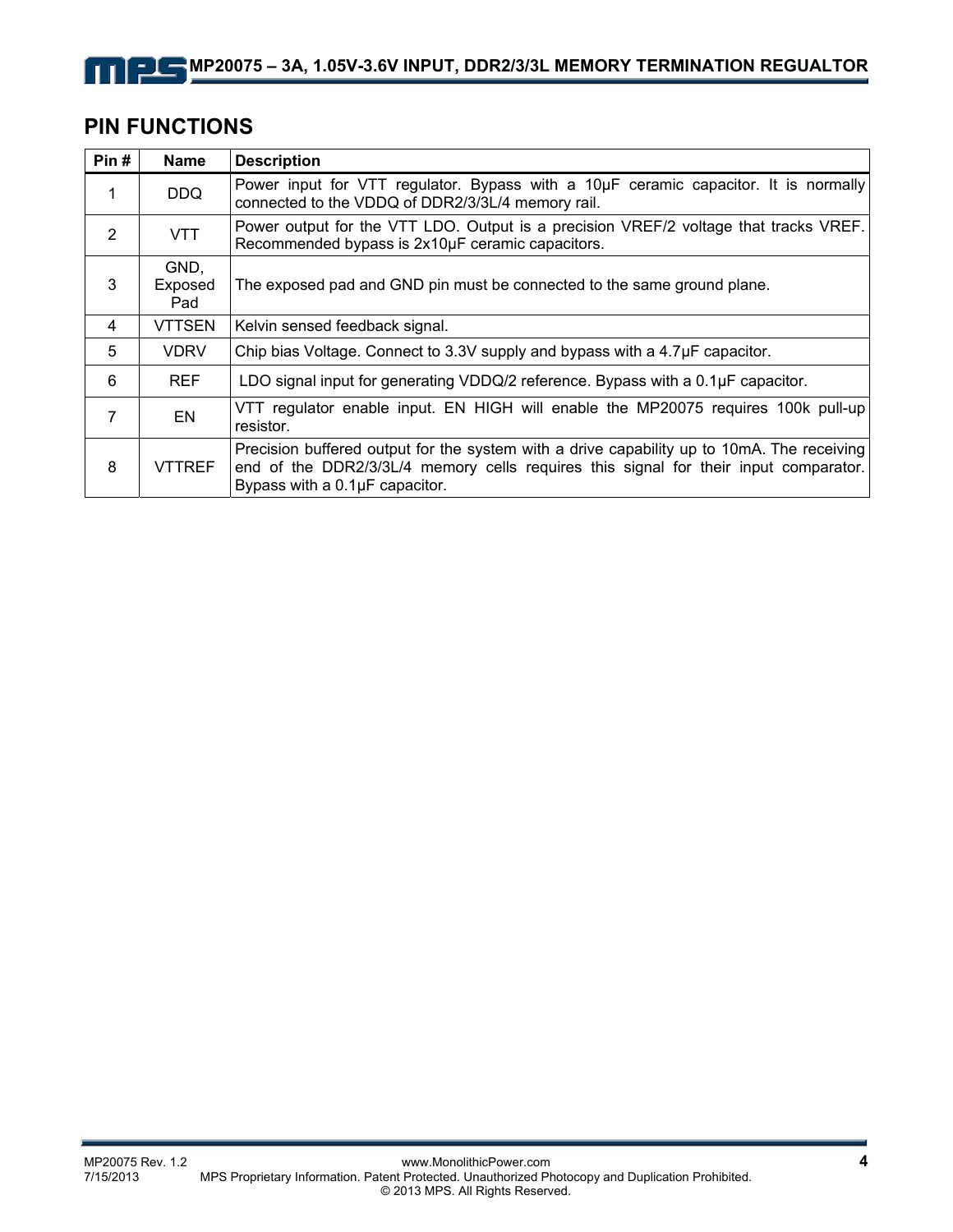## PIN FUNCTIONS

| Pin # | Name | Description |
|---|---|---|
| 1 | DDQ | Power input for VTT regulator. Bypass with a 10µF ceramic capacitor. It is normally connected to the VDDQ of DDR2/3/3L/4 memory rail. |
| 2 | VTT | Power output for the VTT LDO. Output is a precision VREF/2 voltage that tracks VREF. Recommended bypass is 2x10µF ceramic capacitors. |
| 3 | GND, Exposed Pad | The exposed pad and GND pin must be connected to the same ground plane. |
| 4 | VTTSEN | Kelvin sensed feedback signal. |
| 5 | VDRV | Chip bias Voltage. Connect to 3.3V supply and bypass with a 4.7µF capacitor. |
| 6 | REF | LDO signal input for generating VDDQ/2 reference. Bypass with a 0.1µF capacitor. |
| 7 | EN | VTT regulator enable input. EN HIGH will enable the MP20075 requires 100k pull-up resistor. |
| 8 | VTTREF | Precision buffered output for the system with a drive capability up to 10mA. The receiving end of the DDR2/3/3L/4 memory cells requires this signal for their input comparator. Bypass with a 0.1µF capacitor. |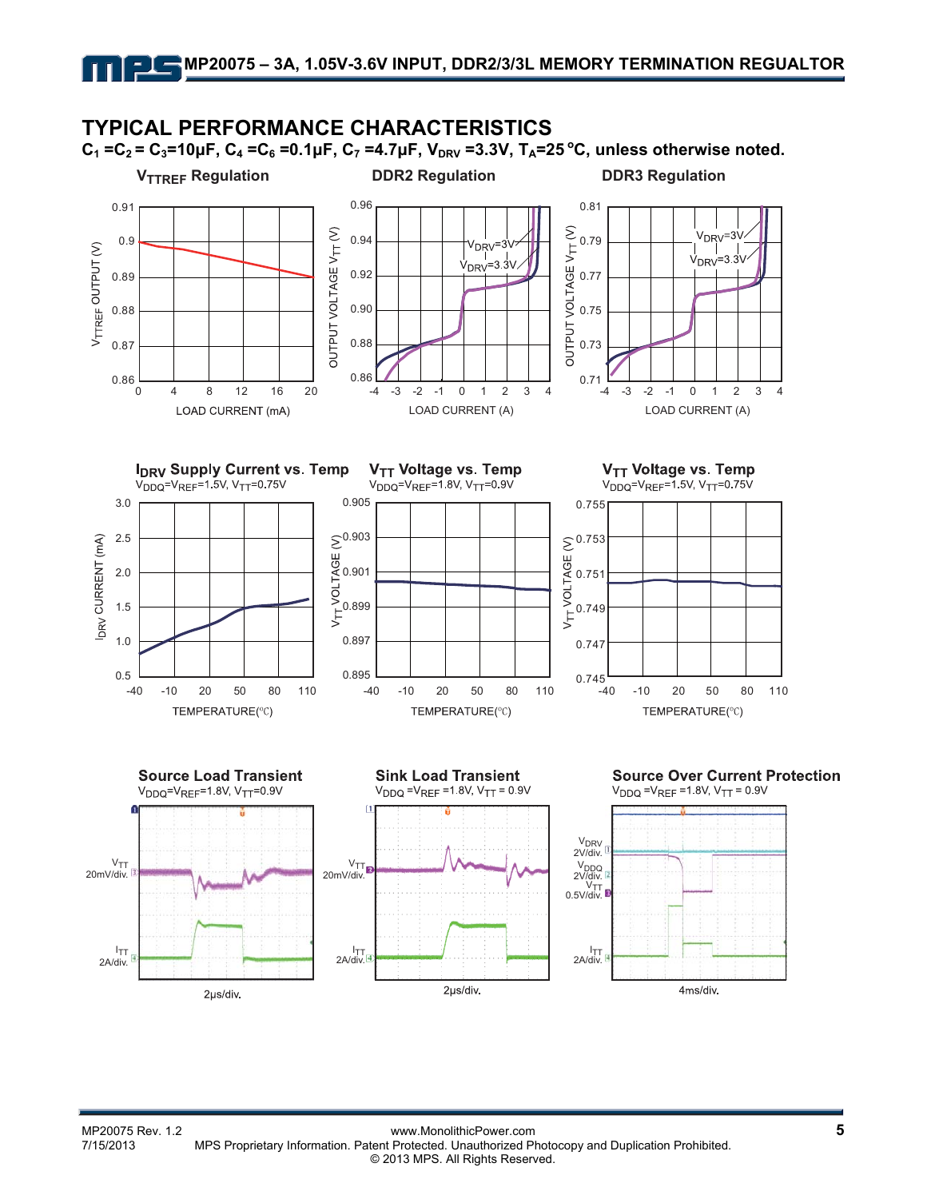## TYPICAL PERFORMANCE CHARACTERISTICS

**$C_1 = C_2 = C_3$=10μF, $C_4 = C_6$ =0.1μF, $C_7$ =4.7μF, $V_{DRV}$ =3.3V, $T_A$=25 °C, unless otherwise noted.**

**$V_{TTREF}$ Regulation**

$V_{TTREF}$ OUTPUT (V) vs. LOAD CURRENT (mA)

**DDR2 Regulation**

OUTPUT VOLTAGE $V_{TT}$ (V) vs. LOAD CURRENT (A); $V_{DRV}$=3V, $V_{DRV}$=3.3V

**DDR3 Regulation**

OUTPUT VOLTAGE $V_{TT}$ (V) vs. LOAD CURRENT (A); $V_{DRV}$=3V, $V_{DRV}$=3.3V

**$I_{DRV}$ Supply Current vs. Temp**

$V_{DDQ}$=$V_{REF}$=1.5V, $V_{TT}$=0.75V

$I_{DRV}$ CURRENT (mA) vs. TEMPERATURE(℃)

**$V_{TT}$ Voltage vs. Temp**

$V_{DDQ}$=$V_{REF}$=1.8V, $V_{TT}$=0.9V

$V_{TT}$ VOLTAGE (V) vs. TEMPERATURE(℃)

**$V_{TT}$ Voltage vs. Temp**

$V_{DDQ}$=$V_{REF}$=1.5V, $V_{TT}$=0.75V

$V_{TT}$ VOLTAGE (V) vs. TEMPERATURE(℃)

**Source Load Transient**

$V_{DDQ}$=$V_{REF}$=1.8V, $V_{TT}$=0.9V

$V_{TT}$ 20mV/div., $I_{TT}$ 2A/div., 2μs/div.

**Sink Load Transient**

$V_{DDQ}$ =$V_{REF}$ =1.8V, $V_{TT}$ = 0.9V

$V_{TT}$ 20mV/div., $I_{TT}$ 2A/div., 2μs/div.

**Source Over Current Protection**

$V_{DDQ}$ =$V_{REF}$ =1.8V, $V_{TT}$ = 0.9V

$V_{DRV}$ 2V/div., $V_{DDQ}$ 2V/div., $V_{TT}$ 0.5V/div., $I_{TT}$ 2A/div., 4ms/div.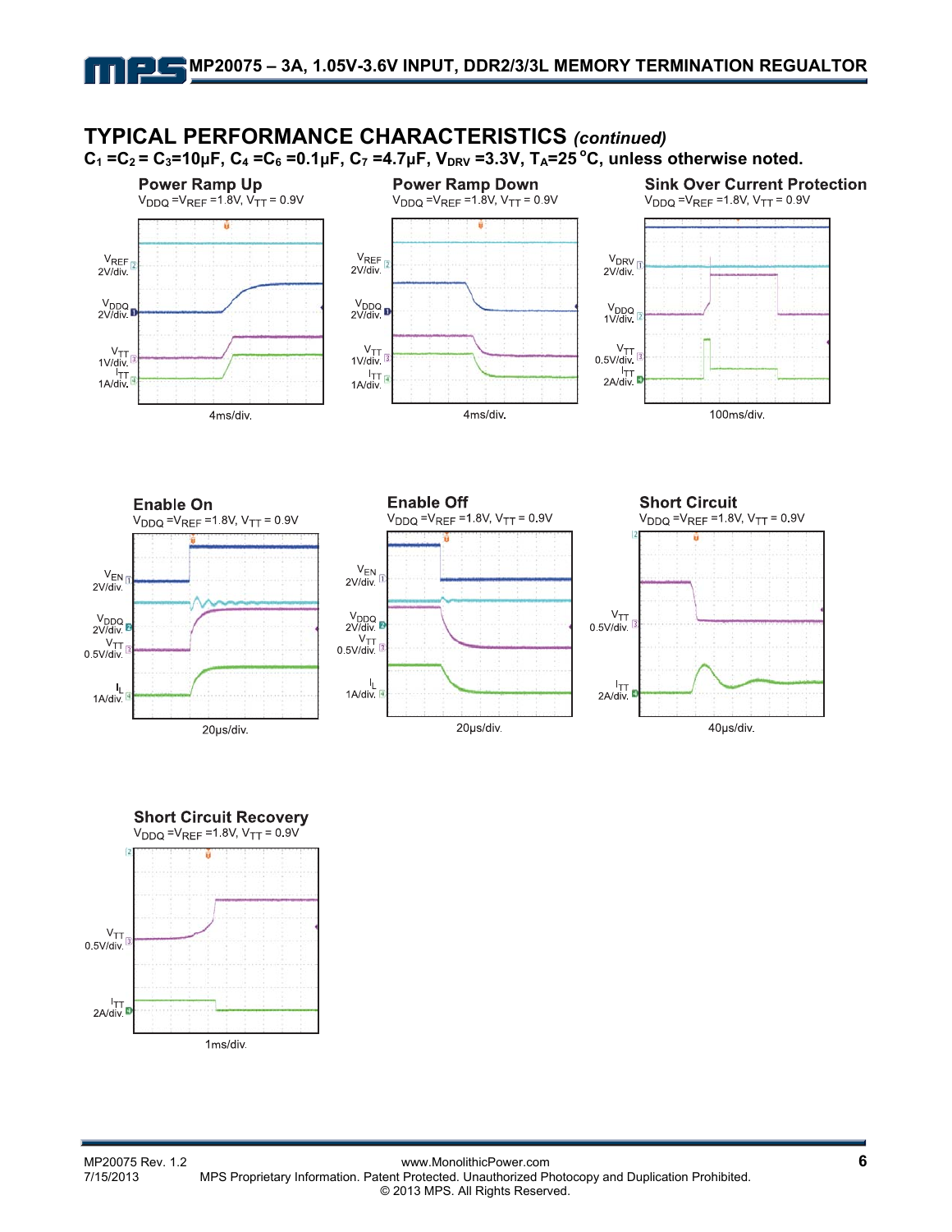## TYPICAL PERFORMANCE CHARACTERISTICS *(continued)*

**$C_1$ =$C_2$ = $C_3$=10μF, $C_4$ =$C_6$ =0.1μF, $C_7$ =4.7μF, $V_{DRV}$ =3.3V, $T_A$=25°C, unless otherwise noted.**

**Power Ramp Up**
$V_{DDQ}$ =$V_{REF}$ =1.8V, $V_{TT}$ = 0.9V

$V_{REF}$ 2V/div.
$V_{DDQ}$ 2V/div.
$V_{TT}$ 1V/div.
$I_{TT}$ 1A/div.
4ms/div.

**Power Ramp Down**
$V_{DDQ}$ =$V_{REF}$ =1.8V, $V_{TT}$ = 0.9V

$V_{REF}$ 2V/div.
$V_{DDQ}$ 2V/div.
$V_{TT}$ 1V/div.
$I_{TT}$ 1A/div.
4ms/div.

**Sink Over Current Protection**
$V_{DDQ}$ =$V_{REF}$ =1.8V, $V_{TT}$ = 0.9V

$V_{DRV}$ 2V/div.
$V_{DDQ}$ 1V/div.
$V_{TT}$ 0.5V/div.
$I_{TT}$ 2A/div.
100ms/div.

**Enable On**
$V_{DDQ}$ =$V_{REF}$ =1.8V, $V_{TT}$ = 0.9V

$V_{EN}$ 2V/div.
$V_{DDQ}$ 2V/div.
$V_{TT}$ 0.5V/div.
$I_L$ 1A/div.
20μs/div.

**Enable Off**
$V_{DDQ}$ =$V_{REF}$ =1.8V, $V_{TT}$ = 0.9V

$V_{EN}$ 2V/div.
$V_{DDQ}$ 2V/div.
$V_{TT}$ 0.5V/div.
$I_L$ 1A/div.
20μs/div.

**Short Circuit**
$V_{DDQ}$ =$V_{REF}$ =1.8V, $V_{TT}$ = 0.9V

$V_{TT}$ 0.5V/div.
$I_{TT}$ 2A/div.
40μs/div.

**Short Circuit Recovery**
$V_{DDQ}$ =$V_{REF}$ =1.8V, $V_{TT}$ = 0.9V

$V_{TT}$ 0.5V/div.
$I_{TT}$ 2A/div.
1ms/div.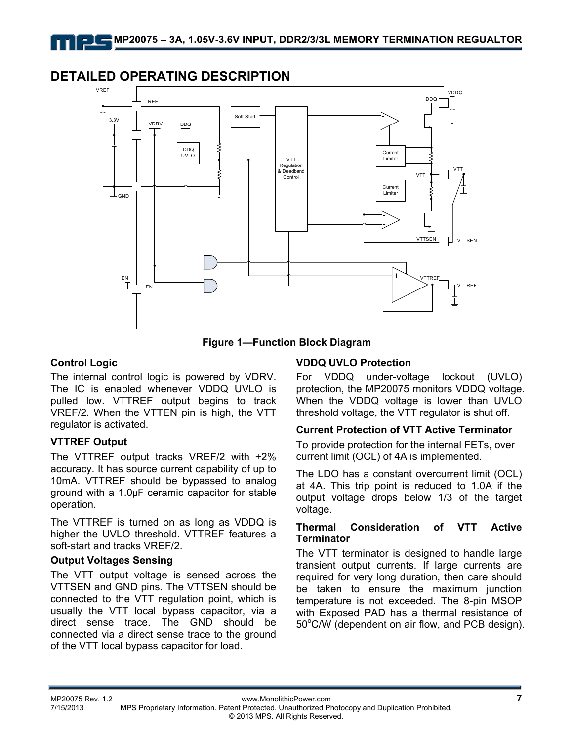## DETAILED OPERATING DESCRIPTION

**Figure 1—Function Block Diagram**

### Control Logic

The internal control logic is powered by VDRV. The IC is enabled whenever VDDQ UVLO is pulled low. VTTREF output begins to track VREF/2. When the VTTEN pin is high, the VTT regulator is activated.

### VTTREF Output

The VTTREF output tracks VREF/2 with ±2% accuracy. It has source current capability of up to 10mA. VTTREF should be bypassed to analog ground with a 1.0μF ceramic capacitor for stable operation.

The VTTREF is turned on as long as VDDQ is higher the UVLO threshold. VTTREF features a soft-start and tracks VREF/2.

### Output Voltages Sensing

The VTT output voltage is sensed across the VTTSEN and GND pins. The VTTSEN should be connected to the VTT regulation point, which is usually the VTT local bypass capacitor, via a direct sense trace. The GND should be connected via a direct sense trace to the ground of the VTT local bypass capacitor for load.

### VDDQ UVLO Protection

For VDDQ under-voltage lockout (UVLO) protection, the MP20075 monitors VDDQ voltage. When the VDDQ voltage is lower than UVLO threshold voltage, the VTT regulator is shut off.

### Current Protection of VTT Active Terminator

To provide protection for the internal FETs, over current limit (OCL) of 4A is implemented.

The LDO has a constant overcurrent limit (OCL) at 4A. This trip point is reduced to 1.0A if the output voltage drops below 1/3 of the target voltage.

### Thermal Consideration of VTT Active Terminator

The VTT terminator is designed to handle large transient output currents. If large currents are required for very long duration, then care should be taken to ensure the maximum junction temperature is not exceeded. The 8-pin MSOP with Exposed PAD has a thermal resistance of 50°C/W (dependent on air flow, and PCB design).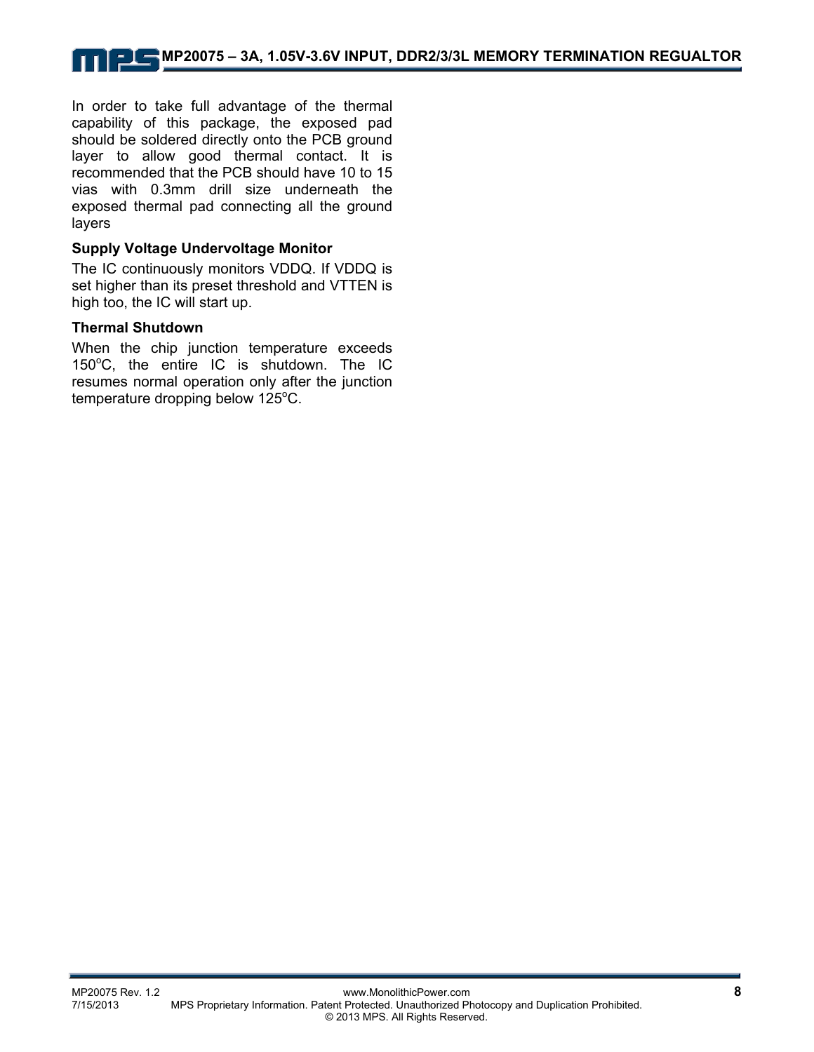In order to take full advantage of the thermal capability of this package, the exposed pad should be soldered directly onto the PCB ground layer to allow good thermal contact. It is recommended that the PCB should have 10 to 15 vias with 0.3mm drill size underneath the exposed thermal pad connecting all the ground layers

### Supply Voltage Undervoltage Monitor

The IC continuously monitors VDDQ. If VDDQ is set higher than its preset threshold and VTTEN is high too, the IC will start up.

### Thermal Shutdown

When the chip junction temperature exceeds 150°C, the entire IC is shutdown. The IC resumes normal operation only after the junction temperature dropping below 125°C.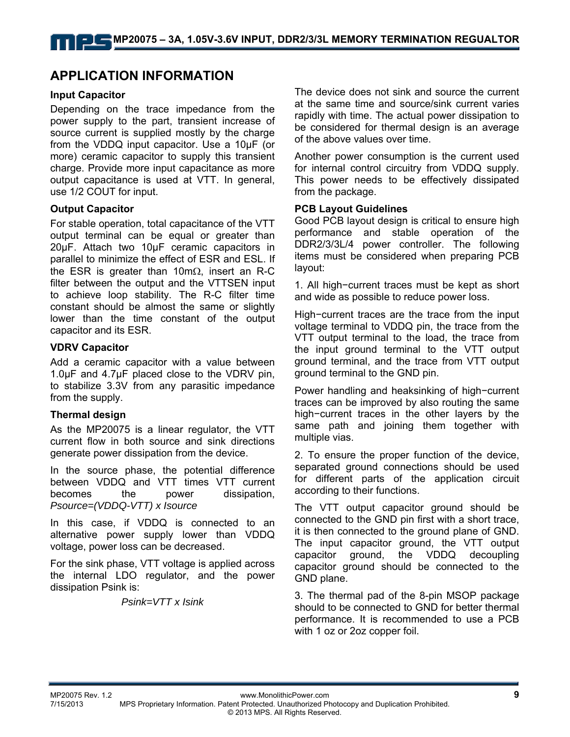## APPLICATION INFORMATION

### Input Capacitor

Depending on the trace impedance from the power supply to the part, transient increase of source current is supplied mostly by the charge from the VDDQ input capacitor. Use a 10μF (or more) ceramic capacitor to supply this transient charge. Provide more input capacitance as more output capacitance is used at VTT. In general, use 1/2 COUT for input.

### Output Capacitor

For stable operation, total capacitance of the VTT output terminal can be equal or greater than 20μF. Attach two 10μF ceramic capacitors in parallel to minimize the effect of ESR and ESL. If the ESR is greater than 10mΩ, insert an R-C filter between the output and the VTTSEN input to achieve loop stability. The R-C filter time constant should be almost the same or slightly lower than the time constant of the output capacitor and its ESR.

### VDRV Capacitor

Add a ceramic capacitor with a value between 1.0μF and 4.7μF placed close to the VDRV pin, to stabilize 3.3V from any parasitic impedance from the supply.

### Thermal design

As the MP20075 is a linear regulator, the VTT current flow in both source and sink directions generate power dissipation from the device.

In the source phase, the potential difference between VDDQ and VTT times VTT current becomes the power dissipation, *Psource=(VDDQ-VTT) x Isource*

In this case, if VDDQ is connected to an alternative power supply lower than VDDQ voltage, power loss can be decreased.

For the sink phase, VTT voltage is applied across the internal LDO regulator, and the power dissipation Psink is:

*Psink=VTT x Isink*

The device does not sink and source the current at the same time and source/sink current varies rapidly with time. The actual power dissipation to be considered for thermal design is an average of the above values over time.

Another power consumption is the current used for internal control circuitry from VDDQ supply. This power needs to be effectively dissipated from the package.

### PCB Layout Guidelines

Good PCB layout design is critical to ensure high performance and stable operation of the DDR2/3/3L/4 power controller. The following items must be considered when preparing PCB layout:

1. All high−current traces must be kept as short and wide as possible to reduce power loss.

High−current traces are the trace from the input voltage terminal to VDDQ pin, the trace from the VTT output terminal to the load, the trace from the input ground terminal to the VTT output ground terminal, and the trace from VTT output ground terminal to the GND pin.

Power handling and heaksinking of high−current traces can be improved by also routing the same high−current traces in the other layers by the same path and joining them together with multiple vias.

2. To ensure the proper function of the device, separated ground connections should be used for different parts of the application circuit according to their functions.

The VTT output capacitor ground should be connected to the GND pin first with a short trace, it is then connected to the ground plane of GND. The input capacitor ground, the VTT output capacitor ground, the VDDQ decoupling capacitor ground should be connected to the GND plane.

3. The thermal pad of the 8-pin MSOP package should to be connected to GND for better thermal performance. It is recommended to use a PCB with 1 oz or 2oz copper foil.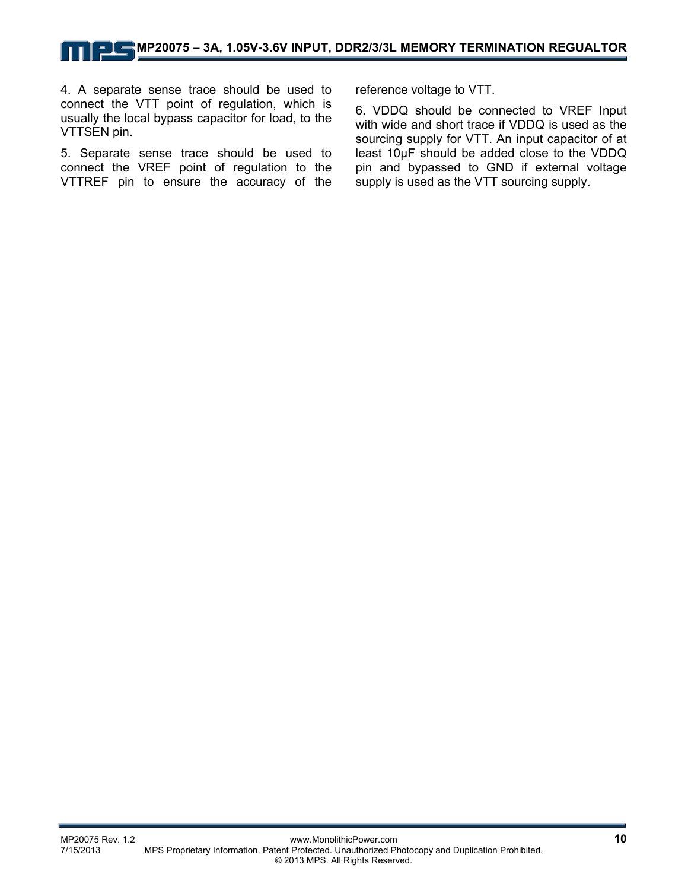4. A separate sense trace should be used to connect the VTT point of regulation, which is usually the local bypass capacitor for load, to the VTTSEN pin.

5. Separate sense trace should be used to connect the VREF point of regulation to the VTTREF pin to ensure the accuracy of the reference voltage to VTT.

6. VDDQ should be connected to VREF Input with wide and short trace if VDDQ is used as the sourcing supply for VTT. An input capacitor of at least 10μF should be added close to the VDDQ pin and bypassed to GND if external voltage supply is used as the VTT sourcing supply.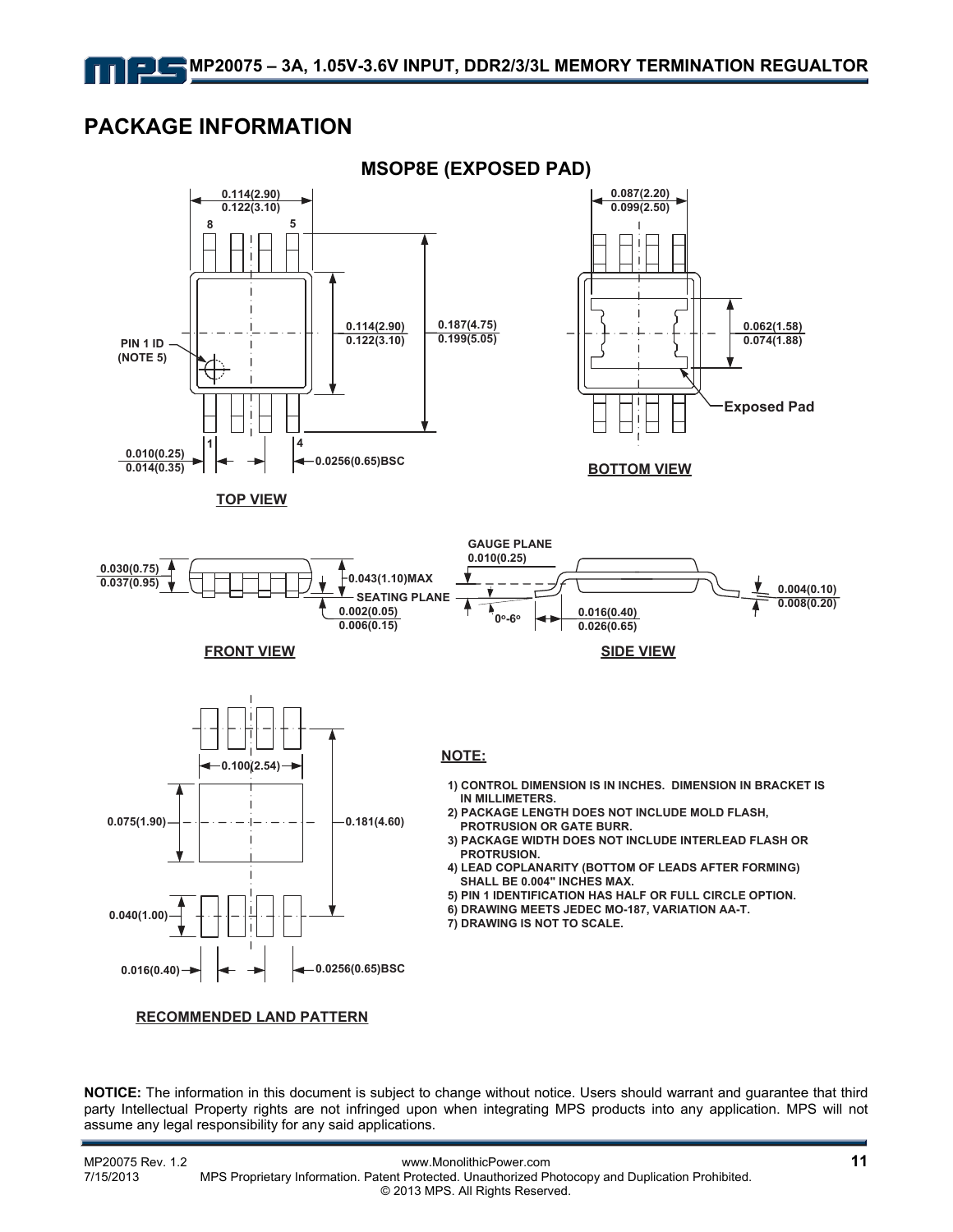## PACKAGE INFORMATION

### MSOP8E (EXPOSED PAD)

0.114(2.90)
0.122(3.10)

8 5

PIN 1 ID
(NOTE 5)

0.114(2.90)
0.122(3.10)

0.187(4.75)
0.199(5.05)

1 4

0.010(0.25)
0.014(0.35)

0.0256(0.65)BSC

**TOP VIEW**

0.087(2.20)
0.099(2.50)

0.062(1.58)
0.074(1.88)

Exposed Pad

**BOTTOM VIEW**

0.030(0.75)
0.037(0.95)

0.043(1.10)MAX

SEATING PLANE

0.002(0.05)
0.006(0.15)

**FRONT VIEW**

GAUGE PLANE
0.010(0.25)

0°-6°

0.016(0.40)
0.026(0.65)

0.004(0.10)
0.008(0.20)

**SIDE VIEW**

0.100(2.54)

0.075(1.90)

0.181(4.60)

0.040(1.00)

0.016(0.40)

0.0256(0.65)BSC

**RECOMMENDED LAND PATTERN**

**NOTE:**

1) CONTROL DIMENSION IS IN INCHES. DIMENSION IN BRACKET IS IN MILLIMETERS.
2) PACKAGE LENGTH DOES NOT INCLUDE MOLD FLASH, PROTRUSION OR GATE BURR.
3) PACKAGE WIDTH DOES NOT INCLUDE INTERLEAD FLASH OR PROTRUSION.
4) LEAD COPLANARITY (BOTTOM OF LEADS AFTER FORMING) SHALL BE 0.004" INCHES MAX.
5) PIN 1 IDENTIFICATION HAS HALF OR FULL CIRCLE OPTION.
6) DRAWING MEETS JEDEC MO-187, VARIATION AA-T.
7) DRAWING IS NOT TO SCALE.

**NOTICE:** The information in this document is subject to change without notice. Users should warrant and guarantee that third party Intellectual Property rights are not infringed upon when integrating MPS products into any application. MPS will not assume any legal responsibility for any said applications.